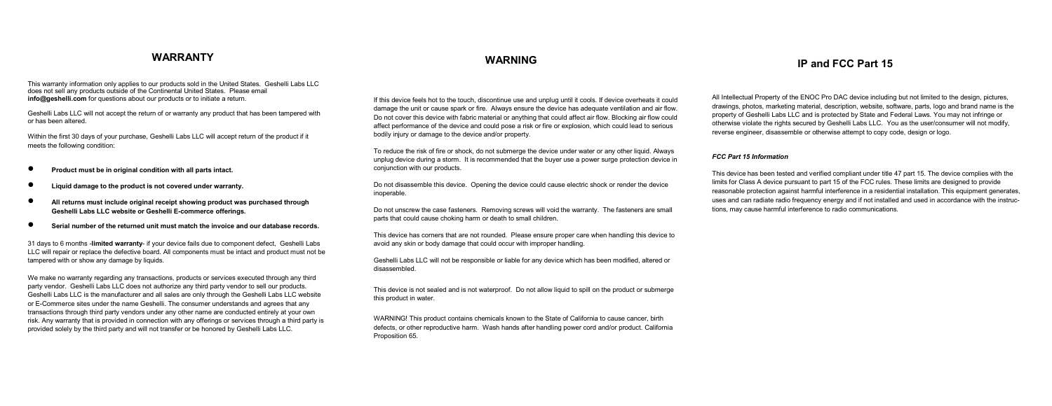## WARRANTY

This warranty information only applies to our products sold in the United States. Geshelli Labs LLC does not sell any products outside of the Continental United States. Please email **info@geshelli.com** for questions about our products or to initiate a return.

Geshelli Labs LLC will not accept the return of or warranty any product that has been tampered with or has been altered.

Within the first 30 days of your purchase, Geshelli Labs LLC will accept return of the product if it meets the following condition:

- **Product must be in original condition with all parts intact.**
- **Liquid damage to the product is not covered under warranty.**
- **All returns must include original receipt showing product was purchased through Geshelli Labs LLC website or Geshelli E-commerce offerings.**
- **Serial number of the returned unit must match the invoice and our database records.**

31 days to 6 months -**limited warranty**- if your device fails due to component defect, Geshelli Labs LLC will repair or replace the defective board. All components must be intact and product must not be tampered with or show any damage by liquids.

We make no warranty regarding any transactions, products or services executed through any third party vendor. Geshelli Labs LLC does not authorize any third party vendor to sell our products. Geshelli Labs LLC is the manufacturer and all sales are only through the Geshelli Labs LLC website or E-Commerce sites under the name Geshelli. The consumer understands and agrees that any transactions through third party vendors under any other name are conducted entirely at your own risk. Any warranty that is provided in connection with any offerings or services through a third party is provided solely by the third party and will not transfer or be honored by Geshelli Labs LLC.

## WARNING

If this device feels hot to the touch, discontinue use and unplug until it cools. If device overheats it could damage the unit or cause spark or fire. Always ensure the device has adequate ventilation and air flow. Do not cover this device with fabric material or anything that could affect air flow. Blocking air flow could affect performance of the device and could pose a risk or fire or explosion, which could lead to serious bodily injury or damage to the device and/or property.

To reduce the risk of fire or shock, do not submerge the device under water or any other liquid. Always unplug device during a storm. It is recommended that the buyer use a power surge protection device in conjunction with our products.

Do not disassemble this device. Opening the device could cause electric shock or render the device inoperable.

Do not unscrew the case fasteners. Removing screws will void the warranty. The fasteners are small parts that could cause choking harm or death to small children.

This device has corners that are not rounded. Please ensure proper care when handling this device to avoid any skin or body damage that could occur with improper handling.

Geshelli Labs LLC will not be responsible or liable for any device which has been modified, altered or disassembled.

This device is not sealed and is not waterproof. Do not allow liquid to spill on the product or submerge this product in water.

WARNING! This product contains chemicals known to the State of California to cause cancer, birth defects, or other reproductive harm. Wash hands after handling power cord and/or product. California Proposition 65.

## IP and FCC Part 15

All Intellectual Property of the ENOC Pro DAC device including but not limited to the design, pictures, drawings, photos, marketing material, description, website, software, parts, logo and brand name is the property of Geshelli Labs LLC and is protected by State and Federal Laws. You may not infringe or otherwise violate the rights secured by Geshelli Labs LLC. You as the user/consumer will not modify, reverse engineer, disassemble or otherwise attempt to copy code, design or logo.

***FCC Part 15 Information***

This device has been tested and verified compliant under title 47 part 15. The device complies with the limits for Class A device pursuant to part 15 of the FCC rules. These limits are designed to provide reasonable protection against harmful interference in a residential installation. This equipment generates, uses and can radiate radio frequency energy and if not installed and used in accordance with the instructions, may cause harmful interference to radio communications.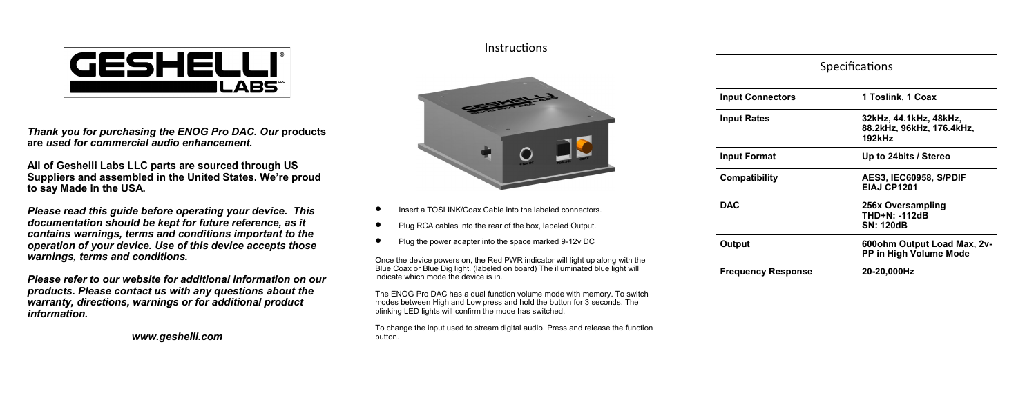GESHELLI LABS

***Thank you for purchasing the ENOG Pro DAC. Our* products are *used for commercial audio enhancement.***

**All of Geshelli Labs LLC parts are sourced through US Suppliers and assembled in the United States. We're proud to say Made in the USA.**

***Please read this guide before operating your device. This documentation should be kept for future reference, as it contains warnings, terms and conditions important to the operation of your device. Use of this device accepts those warnings, terms and conditions.***

***Please refer to our website for additional information on our products. Please contact us with any questions about the warranty, directions, warnings or for additional product information.***

***www.geshelli.com***

## Instructions

- Insert a TOSLINK/Coax Cable into the labeled connectors.
- Plug RCA cables into the rear of the box, labeled Output.
- Plug the power adapter into the space marked 9-12v DC

Once the device powers on, the Red PWR indicator will light up along with the Blue Coax or Blue Dig light. (labeled on board) The illuminated blue light will indicate which mode the device is in.

The ENOG Pro DAC has a dual function volume mode with memory. To switch modes between High and Low press and hold the button for 3 seconds. The blinking LED lights will confirm the mode has switched.

To change the input used to stream digital audio. Press and release the function button.

## Specifications

| | |
|---|---|
| **Input Connectors** | **1 Toslink, 1 Coax** |
| **Input Rates** | **32kHz, 44.1kHz, 48kHz, 88.2kHz, 96kHz, 176.4kHz, 192kHz** |
| **Input Format** | **Up to 24bits / Stereo** |
| **Compatibility** | **AES3, IEC60958, S/PDIF EIAJ CP1201** |
| **DAC** | **256x Oversampling THD+N: -112dB SN: 120dB** |
| **Output** | **600ohm Output Load Max, 2v-PP in High Volume Mode** |
| **Frequency Response** | **20-20,000Hz** |